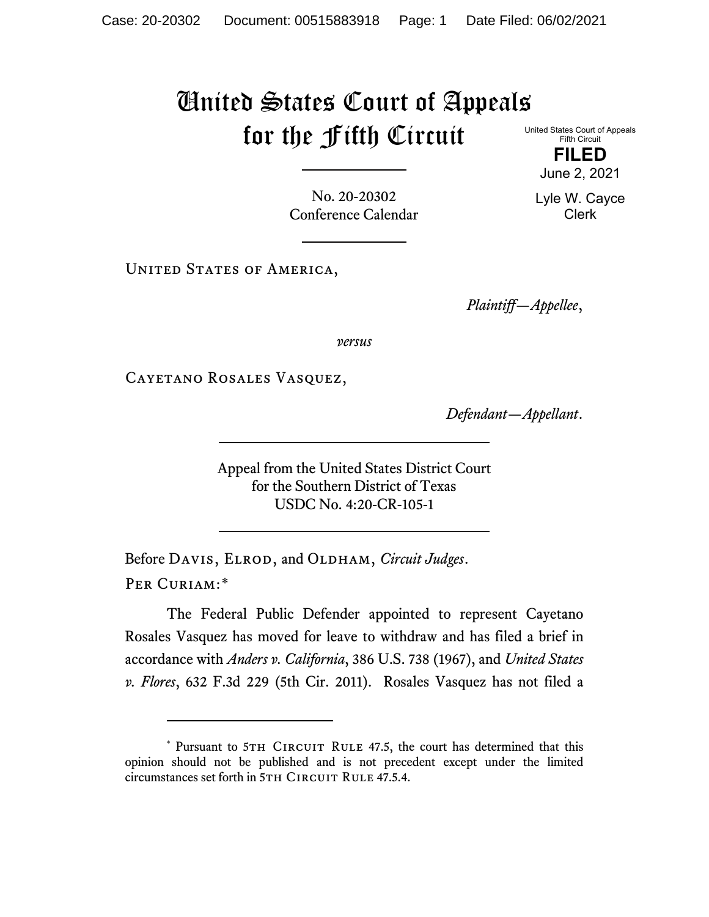# United States Court of Appeals for the Fifth Circuit

United States Court of Appeals
Fifth Circuit

**FILED**

June 2, 2021

Lyle W. Cayce
Clerk

No. 20-20302
Conference Calendar

United States of America,

*Plaintiff—Appellee*,

*versus*

Cayetano Rosales Vasquez,

*Defendant—Appellant*.

Appeal from the United States District Court
for the Southern District of Texas
USDC No. 4:20-CR-105-1

Before Davis, Elrod, and Oldham, *Circuit Judges*.

Per Curiam:*

The Federal Public Defender appointed to represent Cayetano Rosales Vasquez has moved for leave to withdraw and has filed a brief in accordance with *Anders v. California*, 386 U.S. 738 (1967), and *United States v. Flores*, 632 F.3d 229 (5th Cir. 2011). Rosales Vasquez has not filed a

---

* Pursuant to 5th Circuit Rule 47.5, the court has determined that this opinion should not be published and is not precedent except under the limited circumstances set forth in 5th Circuit Rule 47.5.4.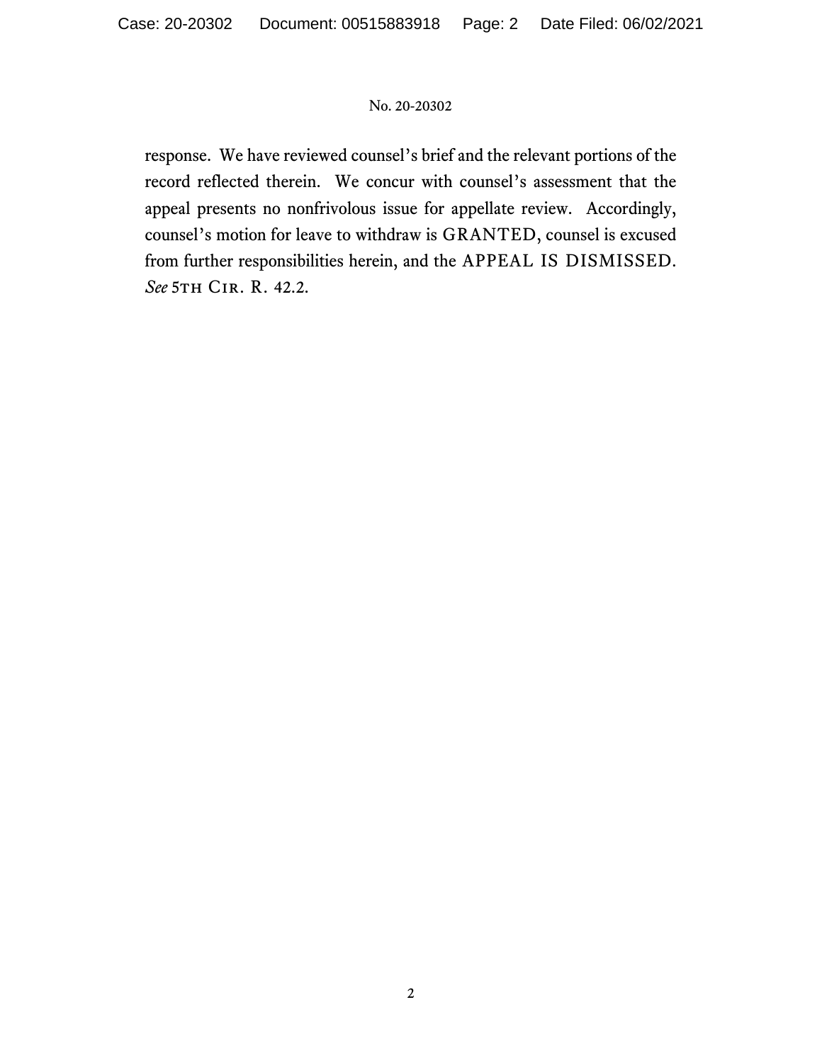response. We have reviewed counsel's brief and the relevant portions of the record reflected therein. We concur with counsel's assessment that the appeal presents no nonfrivolous issue for appellate review. Accordingly, counsel's motion for leave to withdraw is GRANTED, counsel is excused from further responsibilities herein, and the APPEAL IS DISMISSED. *See* 5TH CIR. R. 42.2.